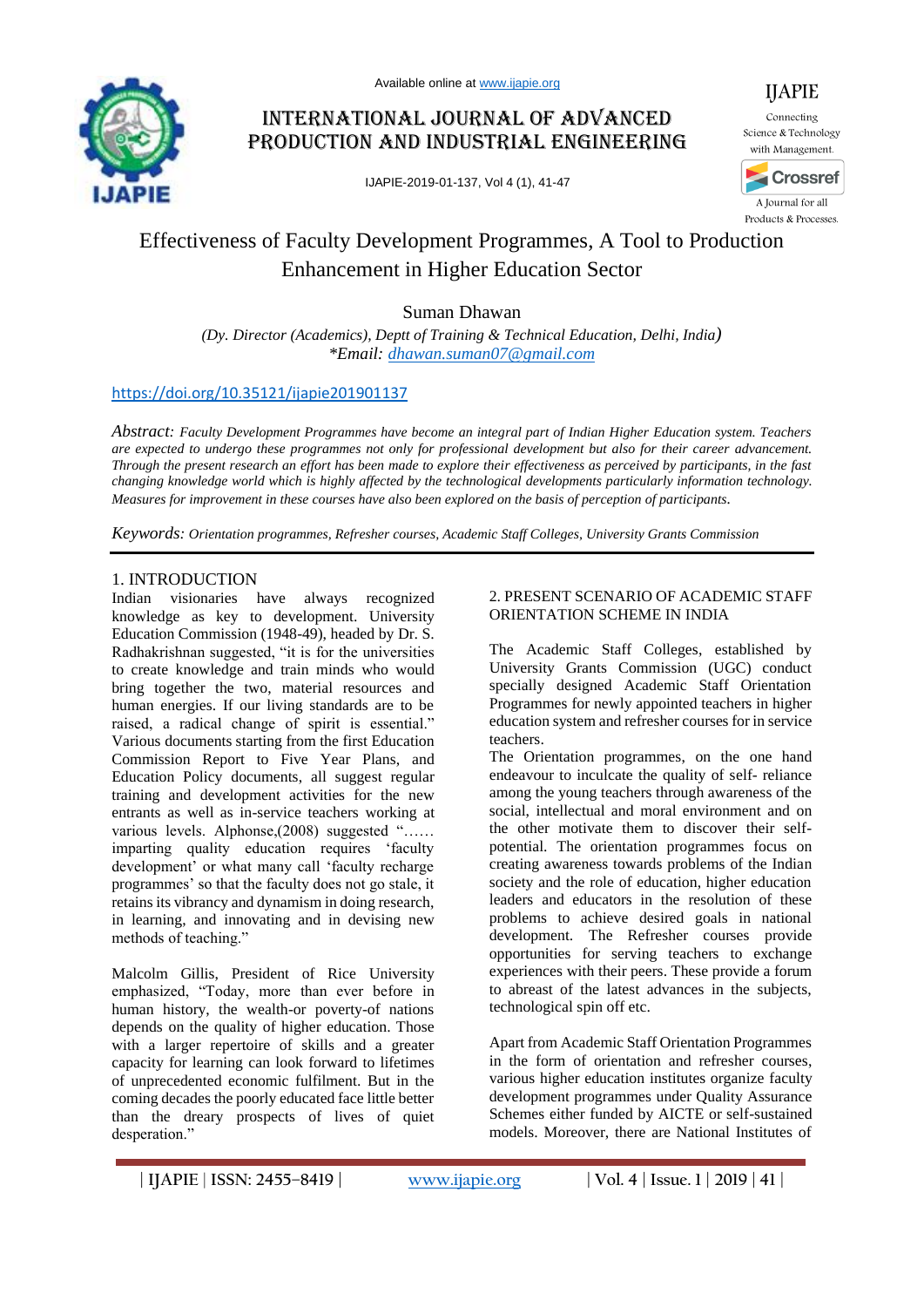Available online at www.ijapie.org

# INTERNATIONAL JOURNAL OF ADVANCED PRODUCTION AND INDUSTRIAL ENGINEERING

IJAPIE-2019-01-137, Vol 4 (1), 41-47

IJAPIE
Connecting Science & Technology with Management.

A Journal for all Products & Processes.

# Effectiveness of Faculty Development Programmes, A Tool to Production Enhancement in Higher Education Sector

Suman Dhawan

*(Dy. Director (Academics), Deptt of Training & Technical Education, Delhi, India)*
**Email: dhawan.suman07@gmail.com*

https://doi.org/10.35121/ijapie201901137

*Abstract:* *Faculty Development Programmes have become an integral part of Indian Higher Education system. Teachers are expected to undergo these programmes not only for professional development but also for their career advancement. Through the present research an effort has been made to explore their effectiveness as perceived by participants, in the fast changing knowledge world which is highly affected by the technological developments particularly information technology. Measures for improvement in these courses have also been explored on the basis of perception of participants.*

*Keywords:* *Orientation programmes, Refresher courses, Academic Staff Colleges, University Grants Commission*

## 1. INTRODUCTION

Indian visionaries have always recognized knowledge as key to development. University Education Commission (1948-49), headed by Dr. S. Radhakrishnan suggested, "it is for the universities to create knowledge and train minds who would bring together the two, material resources and human energies. If our living standards are to be raised, a radical change of spirit is essential." Various documents starting from the first Education Commission Report to Five Year Plans, and Education Policy documents, all suggest regular training and development activities for the new entrants as well as in-service teachers working at various levels. Alphonse,(2008) suggested "…… imparting quality education requires 'faculty development' or what many call 'faculty recharge programmes' so that the faculty does not go stale, it retains its vibrancy and dynamism in doing research, in learning, and innovating and in devising new methods of teaching."

Malcolm Gillis, President of Rice University emphasized, "Today, more than ever before in human history, the wealth-or poverty-of nations depends on the quality of higher education. Those with a larger repertoire of skills and a greater capacity for learning can look forward to lifetimes of unprecedented economic fulfilment. But in the coming decades the poorly educated face little better than the dreary prospects of lives of quiet desperation."

## 2. PRESENT SCENARIO OF ACADEMIC STAFF ORIENTATION SCHEME IN INDIA

The Academic Staff Colleges, established by University Grants Commission (UGC) conduct specially designed Academic Staff Orientation Programmes for newly appointed teachers in higher education system and refresher courses for in service teachers.

The Orientation programmes, on the one hand endeavour to inculcate the quality of self- reliance among the young teachers through awareness of the social, intellectual and moral environment and on the other motivate them to discover their self-potential. The orientation programmes focus on creating awareness towards problems of the Indian society and the role of education, higher education leaders and educators in the resolution of these problems to achieve desired goals in national development. The Refresher courses provide opportunities for serving teachers to exchange experiences with their peers. These provide a forum to abreast of the latest advances in the subjects, technological spin off etc.

Apart from Academic Staff Orientation Programmes in the form of orientation and refresher courses, various higher education institutes organize faculty development programmes under Quality Assurance Schemes either funded by AICTE or self-sustained models. Moreover, there are National Institutes of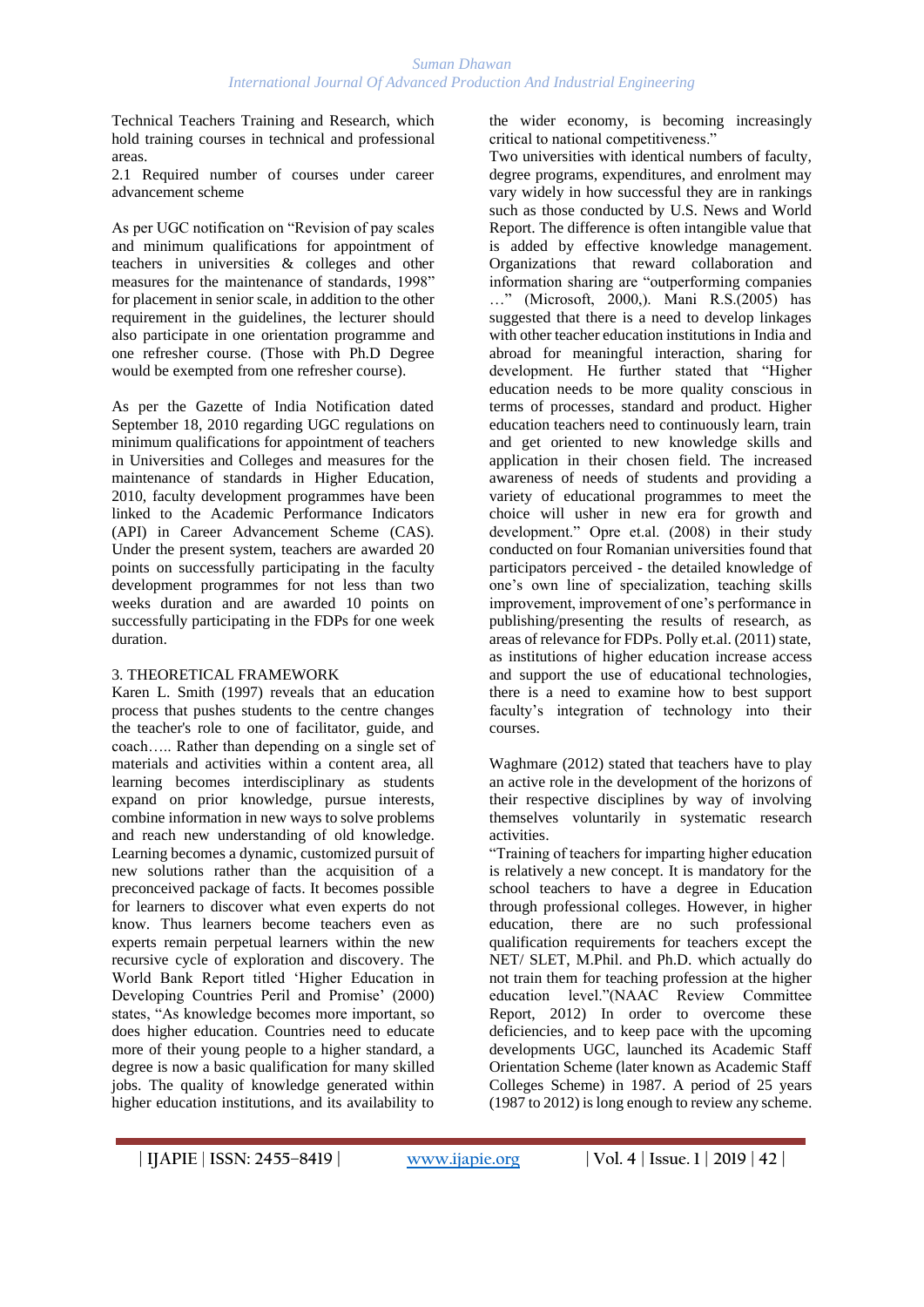Technical Teachers Training and Research, which hold training courses in technical and professional areas.

2.1 Required number of courses under career advancement scheme

As per UGC notification on "Revision of pay scales and minimum qualifications for appointment of teachers in universities & colleges and other measures for the maintenance of standards, 1998" for placement in senior scale, in addition to the other requirement in the guidelines, the lecturer should also participate in one orientation programme and one refresher course. (Those with Ph.D Degree would be exempted from one refresher course).

As per the Gazette of India Notification dated September 18, 2010 regarding UGC regulations on minimum qualifications for appointment of teachers in Universities and Colleges and measures for the maintenance of standards in Higher Education, 2010, faculty development programmes have been linked to the Academic Performance Indicators (API) in Career Advancement Scheme (CAS). Under the present system, teachers are awarded 20 points on successfully participating in the faculty development programmes for not less than two weeks duration and are awarded 10 points on successfully participating in the FDPs for one week duration.

## 3. THEORETICAL FRAMEWORK

Karen L. Smith (1997) reveals that an education process that pushes students to the centre changes the teacher's role to one of facilitator, guide, and coach….. Rather than depending on a single set of materials and activities within a content area, all learning becomes interdisciplinary as students expand on prior knowledge, pursue interests, combine information in new ways to solve problems and reach new understanding of old knowledge. Learning becomes a dynamic, customized pursuit of new solutions rather than the acquisition of a preconceived package of facts. It becomes possible for learners to discover what even experts do not know. Thus learners become teachers even as experts remain perpetual learners within the new recursive cycle of exploration and discovery. The World Bank Report titled 'Higher Education in Developing Countries Peril and Promise' (2000) states, "As knowledge becomes more important, so does higher education. Countries need to educate more of their young people to a higher standard, a degree is now a basic qualification for many skilled jobs. The quality of knowledge generated within higher education institutions, and its availability to the wider economy, is becoming increasingly critical to national competitiveness."

Two universities with identical numbers of faculty, degree programs, expenditures, and enrolment may vary widely in how successful they are in rankings such as those conducted by U.S. News and World Report. The difference is often intangible value that is added by effective knowledge management. Organizations that reward collaboration and information sharing are "outperforming companies …" (Microsoft, 2000,). Mani R.S.(2005) has suggested that there is a need to develop linkages with other teacher education institutions in India and abroad for meaningful interaction, sharing for development. He further stated that "Higher education needs to be more quality conscious in terms of processes, standard and product. Higher education teachers need to continuously learn, train and get oriented to new knowledge skills and application in their chosen field. The increased awareness of needs of students and providing a variety of educational programmes to meet the choice will usher in new era for growth and development." Opre et.al. (2008) in their study conducted on four Romanian universities found that participators perceived - the detailed knowledge of one's own line of specialization, teaching skills improvement, improvement of one's performance in publishing/presenting the results of research, as areas of relevance for FDPs. Polly et.al. (2011) state, as institutions of higher education increase access and support the use of educational technologies, there is a need to examine how to best support faculty's integration of technology into their courses.

Waghmare (2012) stated that teachers have to play an active role in the development of the horizons of their respective disciplines by way of involving themselves voluntarily in systematic research activities.

"Training of teachers for imparting higher education is relatively a new concept. It is mandatory for the school teachers to have a degree in Education through professional colleges. However, in higher education, there are no such professional qualification requirements for teachers except the NET/ SLET, M.Phil. and Ph.D. which actually do not train them for teaching profession at the higher education level."(NAAC Review Committee Report, 2012) In order to overcome these deficiencies, and to keep pace with the upcoming developments UGC, launched its Academic Staff Orientation Scheme (later known as Academic Staff Colleges Scheme) in 1987. A period of 25 years (1987 to 2012) is long enough to review any scheme.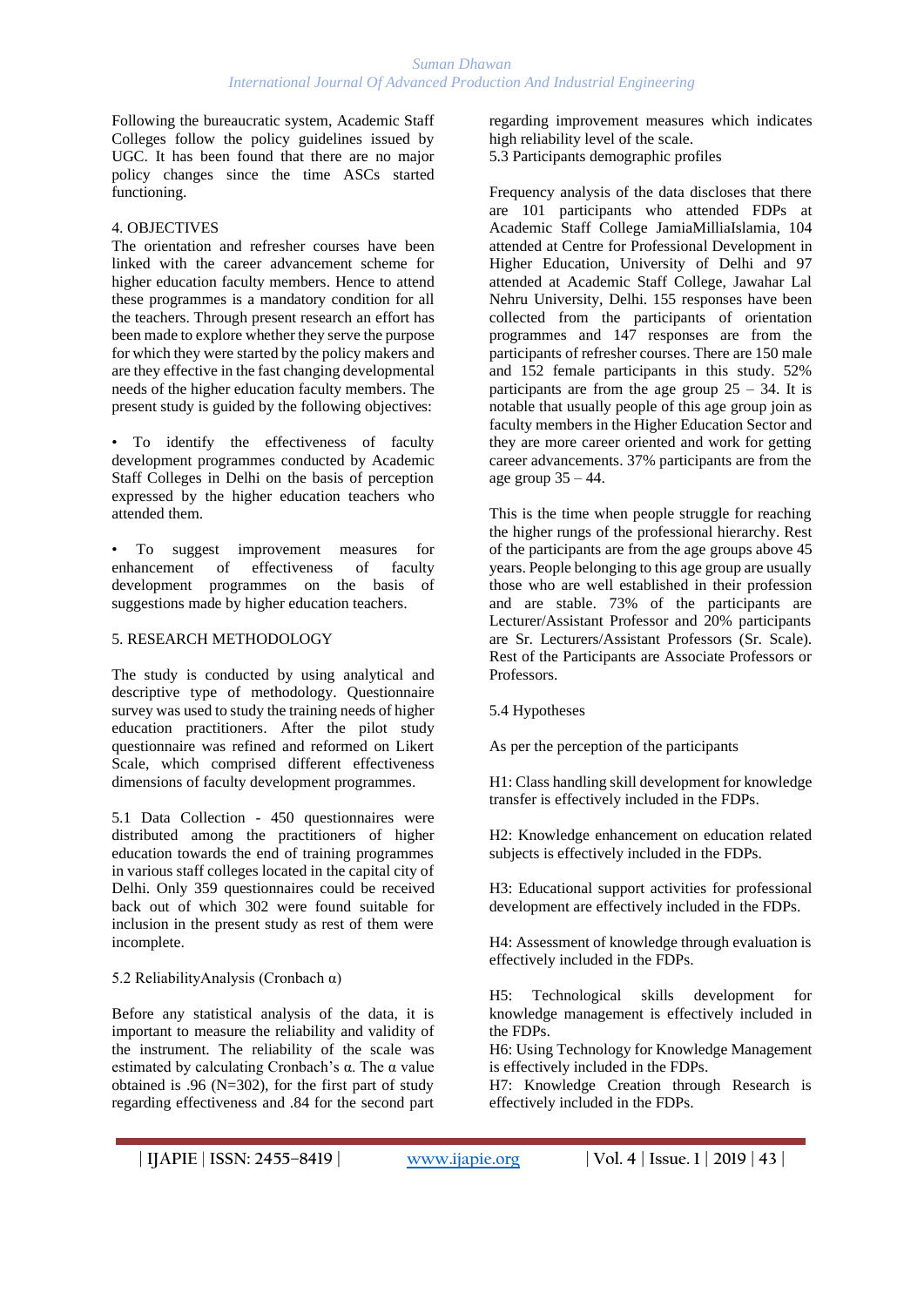Following the bureaucratic system, Academic Staff Colleges follow the policy guidelines issued by UGC. It has been found that there are no major policy changes since the time ASCs started functioning.

## 4. OBJECTIVES

The orientation and refresher courses have been linked with the career advancement scheme for higher education faculty members. Hence to attend these programmes is a mandatory condition for all the teachers. Through present research an effort has been made to explore whether they serve the purpose for which they were started by the policy makers and are they effective in the fast changing developmental needs of the higher education faculty members. The present study is guided by the following objectives:

- To identify the effectiveness of faculty development programmes conducted by Academic Staff Colleges in Delhi on the basis of perception expressed by the higher education teachers who attended them.

- To suggest improvement measures for enhancement of effectiveness of faculty development programmes on the basis of suggestions made by higher education teachers.

## 5. RESEARCH METHODOLOGY

The study is conducted by using analytical and descriptive type of methodology. Questionnaire survey was used to study the training needs of higher education practitioners. After the pilot study questionnaire was refined and reformed on Likert Scale, which comprised different effectiveness dimensions of faculty development programmes.

### 5.1 Data Collection

- 450 questionnaires were distributed among the practitioners of higher education towards the end of training programmes in various staff colleges located in the capital city of Delhi. Only 359 questionnaires could be received back out of which 302 were found suitable for inclusion in the present study as rest of them were incomplete.

### 5.2 ReliabilityAnalysis (Cronbach α)

Before any statistical analysis of the data, it is important to measure the reliability and validity of the instrument. The reliability of the scale was estimated by calculating Cronbach's α. The α value obtained is .96 (N=302), for the first part of study regarding effectiveness and .84 for the second part regarding improvement measures which indicates high reliability level of the scale.

### 5.3 Participants demographic profiles

Frequency analysis of the data discloses that there are 101 participants who attended FDPs at Academic Staff College JamiaMilliaIslamia, 104 attended at Centre for Professional Development in Higher Education, University of Delhi and 97 attended at Academic Staff College, Jawahar Lal Nehru University, Delhi. 155 responses have been collected from the participants of orientation programmes and 147 responses are from the participants of refresher courses. There are 150 male and 152 female participants in this study. 52% participants are from the age group 25 – 34. It is notable that usually people of this age group join as faculty members in the Higher Education Sector and they are more career oriented and work for getting career advancements. 37% participants are from the age group 35 – 44.

This is the time when people struggle for reaching the higher rungs of the professional hierarchy. Rest of the participants are from the age groups above 45 years. People belonging to this age group are usually those who are well established in their profession and are stable. 73% of the participants are Lecturer/Assistant Professor and 20% participants are Sr. Lecturers/Assistant Professors (Sr. Scale). Rest of the Participants are Associate Professors or Professors.

### 5.4 Hypotheses

As per the perception of the participants

H1: Class handling skill development for knowledge transfer is effectively included in the FDPs.

H2: Knowledge enhancement on education related subjects is effectively included in the FDPs.

H3: Educational support activities for professional development are effectively included in the FDPs.

H4: Assessment of knowledge through evaluation is effectively included in the FDPs.

H5: Technological skills development for knowledge management is effectively included in the FDPs.

H6: Using Technology for Knowledge Management is effectively included in the FDPs.

H7: Knowledge Creation through Research is effectively included in the FDPs.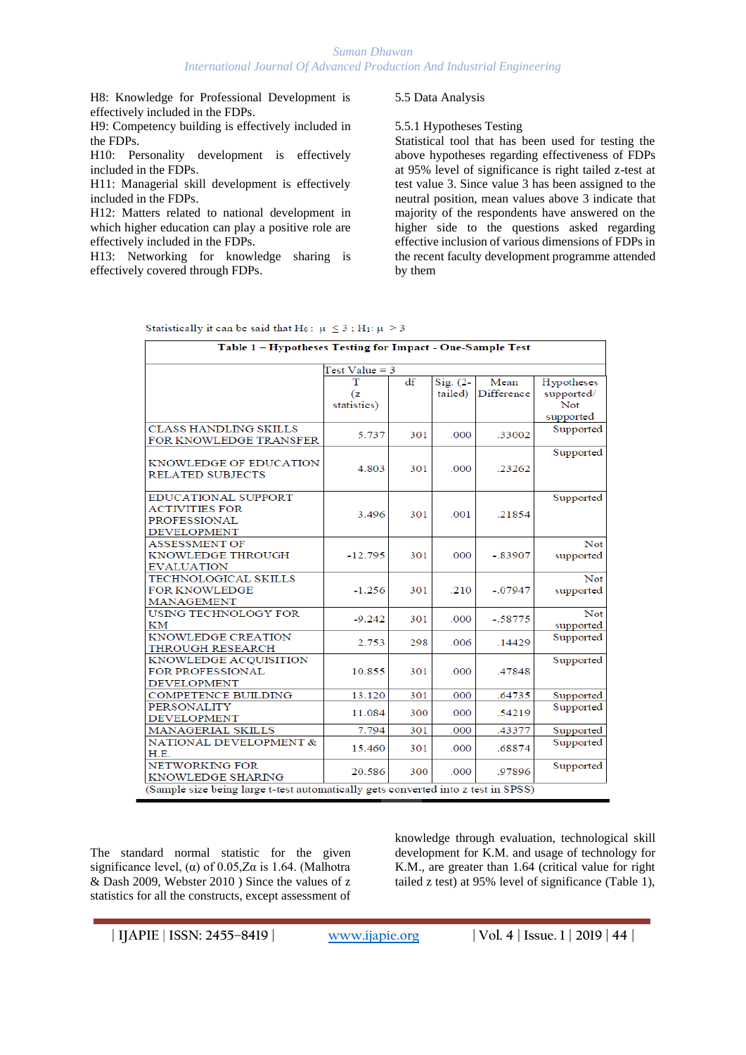H8: Knowledge for Professional Development is effectively included in the FDPs.
H9: Competency building is effectively included in the FDPs.
H10: Personality development is effectively included in the FDPs.
H11: Managerial skill development is effectively included in the FDPs.
H12: Matters related to national development in which higher education can play a positive role are effectively included in the FDPs.
H13: Networking for knowledge sharing is effectively covered through FDPs.

5.5 Data Analysis

5.5.1 Hypotheses Testing
Statistical tool that has been used for testing the above hypotheses regarding effectiveness of FDPs at 95% level of significance is right tailed z-test at test value 3. Since value 3 has been assigned to the neutral position, mean values above 3 indicate that majority of the respondents have answered on the higher side to the questions asked regarding effective inclusion of various dimensions of FDPs in the recent faculty development programme attended by them

Statistically it can be said that $H_0: \mu \leq 3$ ; $H_1: \mu > 3$

**Table 1 – Hypotheses Testing for Impact - One-Sample Test**

| | Test Value = 3 | | | | |
|---|---|---|---|---|---|
| | T (z statistics) | df | Sig. (2-tailed) | Mean Difference | Hypotheses supported/ Not supported |
| CLASS HANDLING SKILLS FOR KNOWLEDGE TRANSFER | 5.737 | 301 | .000 | .33002 | Supported |
| KNOWLEDGE OF EDUCATION RELATED SUBJECTS | 4.803 | 301 | .000 | .23262 | Supported |
| EDUCATIONAL SUPPORT ACTIVITIES FOR PROFESSIONAL DEVELOPMENT | 3.496 | 301 | .001 | .21854 | Supported |
| ASSESSMENT OF KNOWLEDGE THROUGH EVALUATION | -12.795 | 301 | .000 | -.83907 | Not supported |
| TECHNOLOGICAL SKILLS FOR KNOWLEDGE MANAGEMENT | -1.256 | 301 | .210 | -.07947 | Not supported |
| USING TECHNOLOGY FOR KM | -9.242 | 301 | .000 | -.58775 | Not supported |
| KNOWLEDGE CREATION THROUGH RESEARCH | 2.753 | 298 | .006 | .14429 | Supported |
| KNOWLEDGE ACQUISITION FOR PROFESSIONAL DEVELOPMENT | 10.855 | 301 | .000 | .47848 | Supported |
| COMPETENCE BUILDING | 13.120 | 301 | .000 | .64735 | Supported |
| PERSONALITY DEVELOPMENT | 11.084 | 300 | .000 | .54219 | Supported |
| MANAGERIAL SKILLS | 7.794 | 301 | .000 | .43377 | Supported |
| NATIONAL DEVELOPMENT & H.E. | 15.460 | 301 | .000 | .68874 | Supported |
| NETWORKING FOR KNOWLEDGE SHARING | 20.586 | 300 | .000 | .97896 | Supported |

(Sample size being large t-test automatically gets converted into z test in SPSS)

The standard normal statistic for the given significance level, (α) of 0.05,Zα is 1.64. (Malhotra & Dash 2009, Webster 2010 ) Since the values of z statistics for all the constructs, except assessment of knowledge through evaluation, technological skill development for K.M. and usage of technology for K.M., are greater than 1.64 (critical value for right tailed z test) at 95% level of significance (Table 1),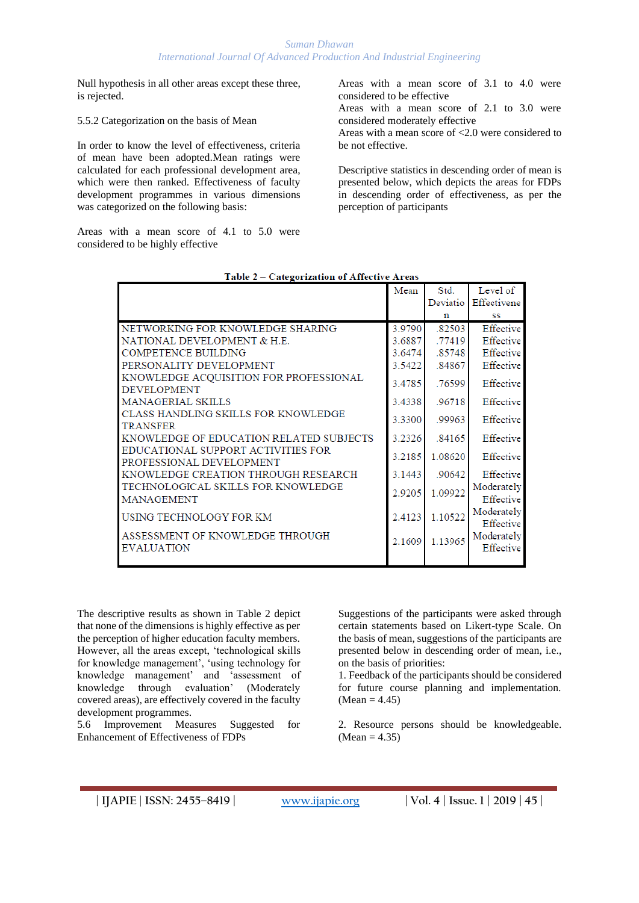Null hypothesis in all other areas except these three, is rejected.

### 5.5.2 Categorization on the basis of Mean

In order to know the level of effectiveness, criteria of mean have been adopted.Mean ratings were calculated for each professional development area, which were then ranked. Effectiveness of faculty development programmes in various dimensions was categorized on the following basis:

Areas with a mean score of 4.1 to 5.0 were considered to be highly effective

Areas with a mean score of 3.1 to 4.0 were considered to be effective

Areas with a mean score of 2.1 to 3.0 were considered moderately effective

Areas with a mean score of <2.0 were considered to be not effective.

Descriptive statistics in descending order of mean is presented below, which depicts the areas for FDPs in descending order of effectiveness, as per the perception of participants

**Table 2 – Categorization of Affective Areas**

| | Mean | Std. Deviation | Level of Effectiveness |
|---|---|---|---|
| NETWORKING FOR KNOWLEDGE SHARING | 3.9790 | .82503 | Effective |
| NATIONAL DEVELOPMENT & H.E. | 3.6887 | .77419 | Effective |
| COMPETENCE BUILDING | 3.6474 | .85748 | Effective |
| PERSONALITY DEVELOPMENT | 3.5422 | .84867 | Effective |
| KNOWLEDGE ACQUISITION FOR PROFESSIONAL DEVELOPMENT | 3.4785 | .76599 | Effective |
| MANAGERIAL SKILLS | 3.4338 | .96718 | Effective |
| CLASS HANDLING SKILLS FOR KNOWLEDGE TRANSFER | 3.3300 | .99963 | Effective |
| KNOWLEDGE OF EDUCATION RELATED SUBJECTS | 3.2326 | .84165 | Effective |
| EDUCATIONAL SUPPORT ACTIVITIES FOR PROFESSIONAL DEVELOPMENT | 3.2185 | 1.08620 | Effective |
| KNOWLEDGE CREATION THROUGH RESEARCH | 3.1443 | .90642 | Effective |
| TECHNOLOGICAL SKILLS FOR KNOWLEDGE MANAGEMENT | 2.9205 | 1.09922 | Moderately Effective |
| USING TECHNOLOGY FOR KM | 2.4123 | 1.10522 | Moderately Effective |
| ASSESSMENT OF KNOWLEDGE THROUGH EVALUATION | 2.1609 | 1.13965 | Moderately Effective |

The descriptive results as shown in Table 2 depict that none of the dimensions is highly effective as per the perception of higher education faculty members. However, all the areas except, 'technological skills for knowledge management', 'using technology for knowledge management' and 'assessment of knowledge through evaluation' (Moderately covered areas), are effectively covered in the faculty development programmes.

### 5.6 Improvement Measures Suggested for Enhancement of Effectiveness of FDPs

Suggestions of the participants were asked through certain statements based on Likert-type Scale. On the basis of mean, suggestions of the participants are presented below in descending order of mean, i.e., on the basis of priorities:

1. Feedback of the participants should be considered for future course planning and implementation. (Mean = 4.45)

2. Resource persons should be knowledgeable. (Mean = 4.35)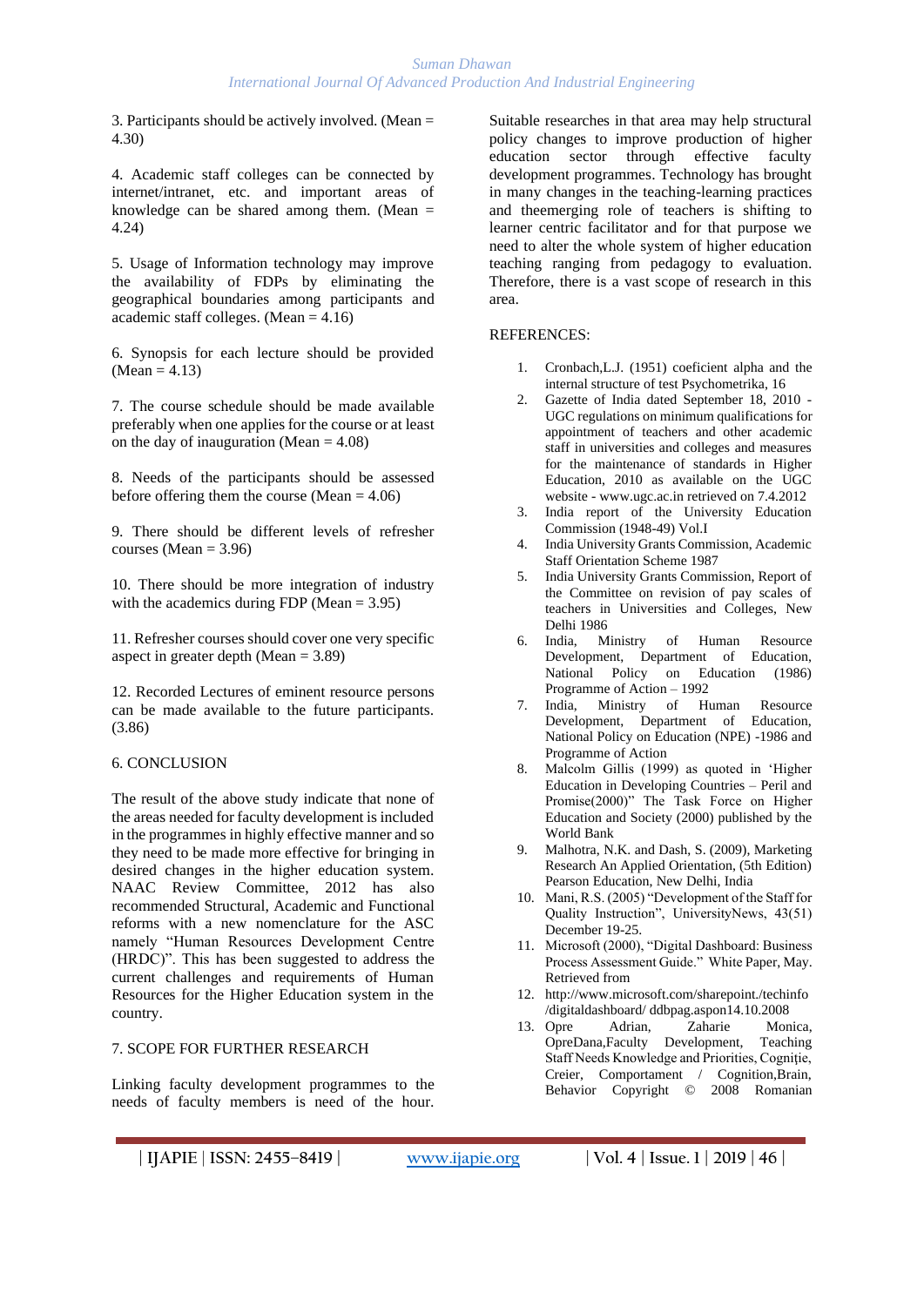3. Participants should be actively involved. (Mean = 4.30)

4. Academic staff colleges can be connected by internet/intranet, etc. and important areas of knowledge can be shared among them. (Mean = 4.24)

5. Usage of Information technology may improve the availability of FDPs by eliminating the geographical boundaries among participants and academic staff colleges. (Mean = 4.16)

6. Synopsis for each lecture should be provided (Mean = 4.13)

7. The course schedule should be made available preferably when one applies for the course or at least on the day of inauguration (Mean = 4.08)

8. Needs of the participants should be assessed before offering them the course (Mean = 4.06)

9. There should be different levels of refresher courses (Mean = 3.96)

10. There should be more integration of industry with the academics during FDP (Mean = 3.95)

11. Refresher courses should cover one very specific aspect in greater depth (Mean = 3.89)

12. Recorded Lectures of eminent resource persons can be made available to the future participants. (3.86)

## 6. CONCLUSION

The result of the above study indicate that none of the areas needed for faculty development is included in the programmes in highly effective manner and so they need to be made more effective for bringing in desired changes in the higher education system. NAAC Review Committee, 2012 has also recommended Structural, Academic and Functional reforms with a new nomenclature for the ASC namely "Human Resources Development Centre (HRDC)". This has been suggested to address the current challenges and requirements of Human Resources for the Higher Education system in the country.

## 7. SCOPE FOR FURTHER RESEARCH

Linking faculty development programmes to the needs of faculty members is need of the hour. Suitable researches in that area may help structural policy changes to improve production of higher education sector through effective faculty development programmes. Technology has brought in many changes in the teaching-learning practices and theemerging role of teachers is shifting to learner centric facilitator and for that purpose we need to alter the whole system of higher education teaching ranging from pedagogy to evaluation. Therefore, there is a vast scope of research in this area.

## REFERENCES:

1. Cronbach,L.J. (1951) coeficient alpha and the internal structure of test Psychometrika, 16
2. Gazette of India dated September 18, 2010 - UGC regulations on minimum qualifications for appointment of teachers and other academic staff in universities and colleges and measures for the maintenance of standards in Higher Education, 2010 as available on the UGC website - www.ugc.ac.in retrieved on 7.4.2012
3. India report of the University Education Commission (1948-49) Vol.I
4. India University Grants Commission, Academic Staff Orientation Scheme 1987
5. India University Grants Commission, Report of the Committee on revision of pay scales of teachers in Universities and Colleges, New Delhi 1986
6. India, Ministry of Human Resource Development, Department of Education, National Policy on Education (1986) Programme of Action – 1992
7. India, Ministry of Human Resource Development, Department of Education, National Policy on Education (NPE) -1986 and Programme of Action
8. Malcolm Gillis (1999) as quoted in 'Higher Education in Developing Countries – Peril and Promise(2000)" The Task Force on Higher Education and Society (2000) published by the World Bank
9. Malhotra, N.K. and Dash, S. (2009), Marketing Research An Applied Orientation, (5th Edition) Pearson Education, New Delhi, India
10. Mani, R.S. (2005) "Development of the Staff for Quality Instruction", UniversityNews, 43(51) December 19-25.
11. Microsoft (2000), "Digital Dashboard: Business Process Assessment Guide." White Paper, May. Retrieved from
12. http://www.microsoft.com/sharepoint./techinfo /digitaldashboard/ ddbpag.aspon14.10.2008
13. Opre Adrian, Zaharie Monica, OpreDana,Faculty Development, Teaching Staff Needs Knowledge and Priorities, Cogniţie, Creier, Comportament / Cognition,Brain, Behavior Copyright © 2008 Romanian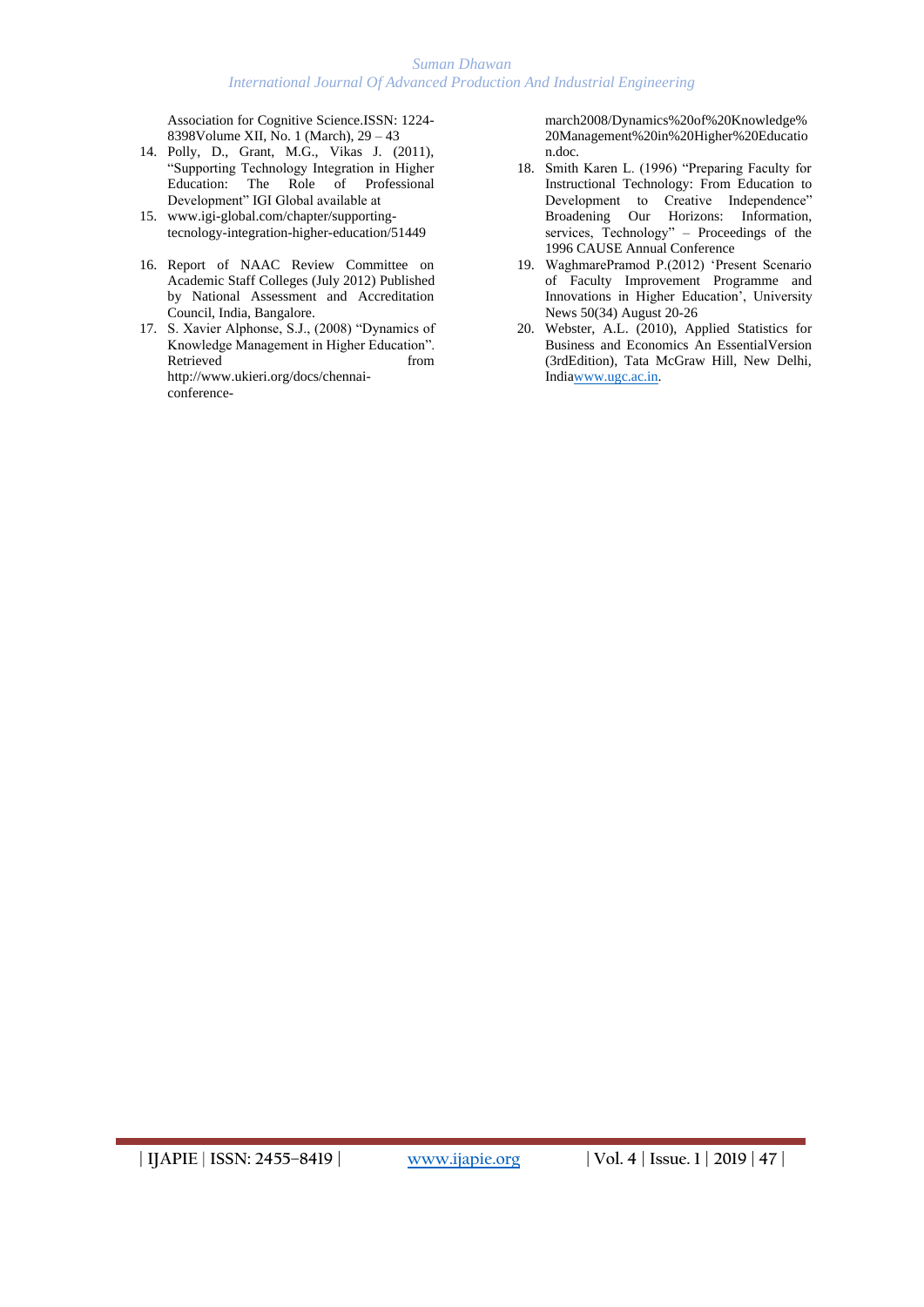Association for Cognitive Science.ISSN: 1224-8398Volume XII, No. 1 (March), 29 – 43

14. Polly, D., Grant, M.G., Vikas J. (2011), "Supporting Technology Integration in Higher Education: The Role of Professional Development" IGI Global available at
15. www.igi-global.com/chapter/supporting-tecnology-integration-higher-education/51449
16. Report of NAAC Review Committee on Academic Staff Colleges (July 2012) Published by National Assessment and Accreditation Council, India, Bangalore.
17. S. Xavier Alphonse, S.J., (2008) "Dynamics of Knowledge Management in Higher Education". Retrieved from http://www.ukieri.org/docs/chennai-conference-march2008/Dynamics%20of%20Knowledge%20Management%20in%20Higher%20Education.doc.
18. Smith Karen L. (1996) "Preparing Faculty for Instructional Technology: From Education to Development to Creative Independence" Broadening Our Horizons: Information, services, Technology" – Proceedings of the 1996 CAUSE Annual Conference
19. WaghmarePramod P.(2012) 'Present Scenario of Faculty Improvement Programme and Innovations in Higher Education', University News 50(34) August 20-26
20. Webster, A.L. (2010), Applied Statistics for Business and Economics An EssentialVersion (3rdEdition), Tata McGraw Hill, New Delhi, Indiawww.ugc.ac.in.